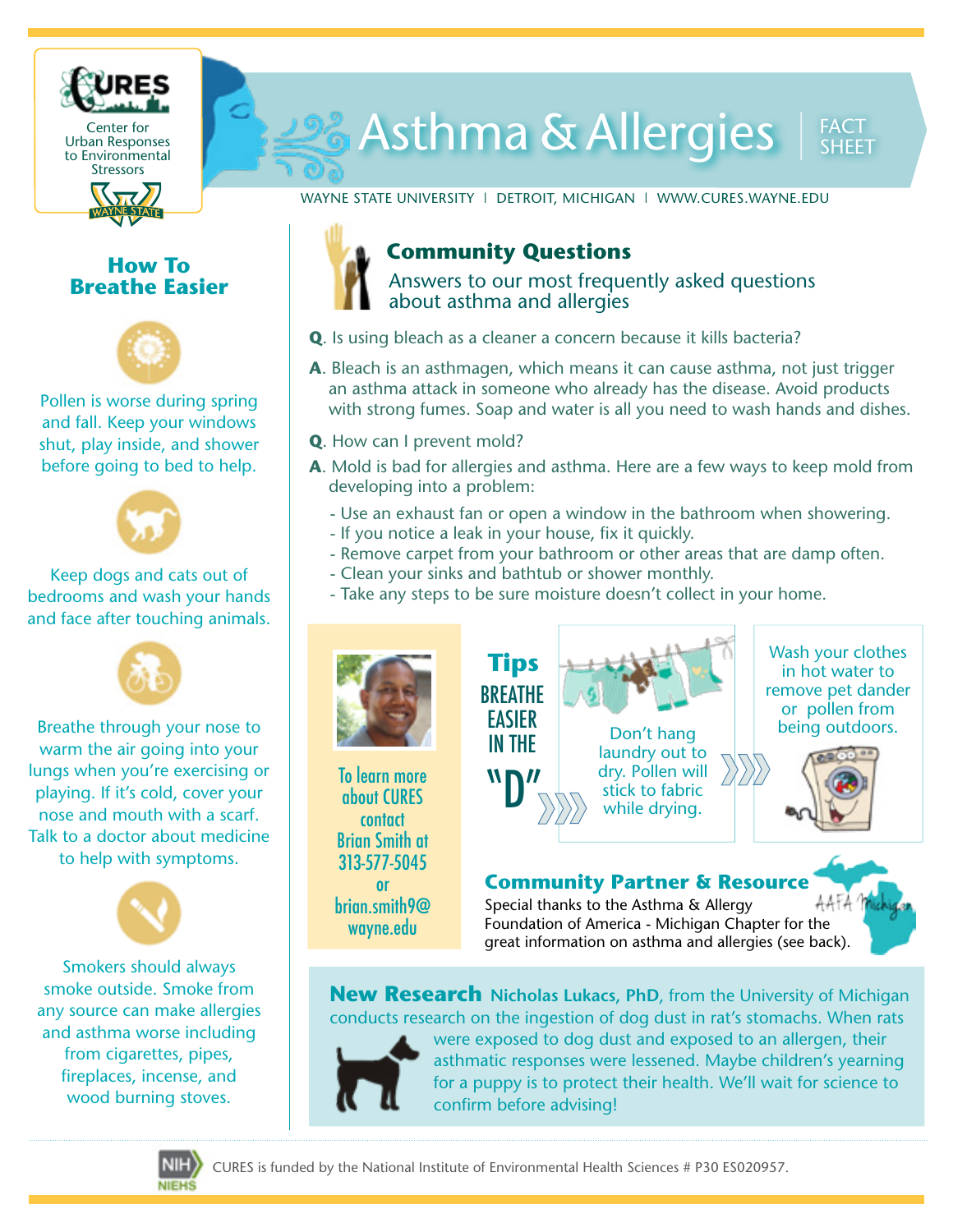CURES

Center for Urban Responses to Environmental Stressors

WAYNE STATE

# Asthma & Allergies | FACT SHEET

WAYNE STATE UNIVERSITY | DETROIT, MICHIGAN | WWW.CURES.WAYNE.EDU

## How To Breathe Easier

Pollen is worse during spring and fall. Keep your windows shut, play inside, and shower before going to bed to help.

Keep dogs and cats out of bedrooms and wash your hands and face after touching animals.

Breathe through your nose to warm the air going into your lungs when you're exercising or playing. If it's cold, cover your nose and mouth with a scarf. Talk to a doctor about medicine to help with symptoms.

Smokers should always smoke outside. Smoke from any source can make allergies and asthma worse including from cigarettes, pipes, fireplaces, incense, and wood burning stoves.

## Community Questions

Answers to our most frequently asked questions about asthma and allergies

**Q**. Is using bleach as a cleaner a concern because it kills bacteria?

**A**. Bleach is an asthmagen, which means it can cause asthma, not just trigger an asthma attack in someone who already has the disease. Avoid products with strong fumes. Soap and water is all you need to wash hands and dishes.

**Q**. How can I prevent mold?

**A**. Mold is bad for allergies and asthma. Here are a few ways to keep mold from developing into a problem:

- Use an exhaust fan or open a window in the bathroom when showering.
- If you notice a leak in your house, fix it quickly.
- Remove carpet from your bathroom or other areas that are damp often.
- Clean your sinks and bathtub or shower monthly.
- Take any steps to be sure moisture doesn't collect in your home.

To learn more about CURES contact Brian Smith at 313-577-5045 or brian.smith9@wayne.edu

## Tips

BREATHE EASIER IN THE "D"

Don't hang laundry out to dry. Pollen will stick to fabric while drying.

Wash your clothes in hot water to remove pet dander or pollen from being outdoors.

## Community Partner & Resource

Special thanks to the Asthma & Allergy Foundation of America - Michigan Chapter for the great information on asthma and allergies (see back).

AAFA Michigan

**New Research** **Nicholas Lukacs, PhD**, from the University of Michigan conducts research on the ingestion of dog dust in rat's stomachs. When rats were exposed to dog dust and exposed to an allergen, their asthmatic responses were lessened. Maybe children's yearning for a puppy is to protect their health. We'll wait for science to confirm before advising!

CURES is funded by the National Institute of Environmental Health Sciences # P30 ES020957.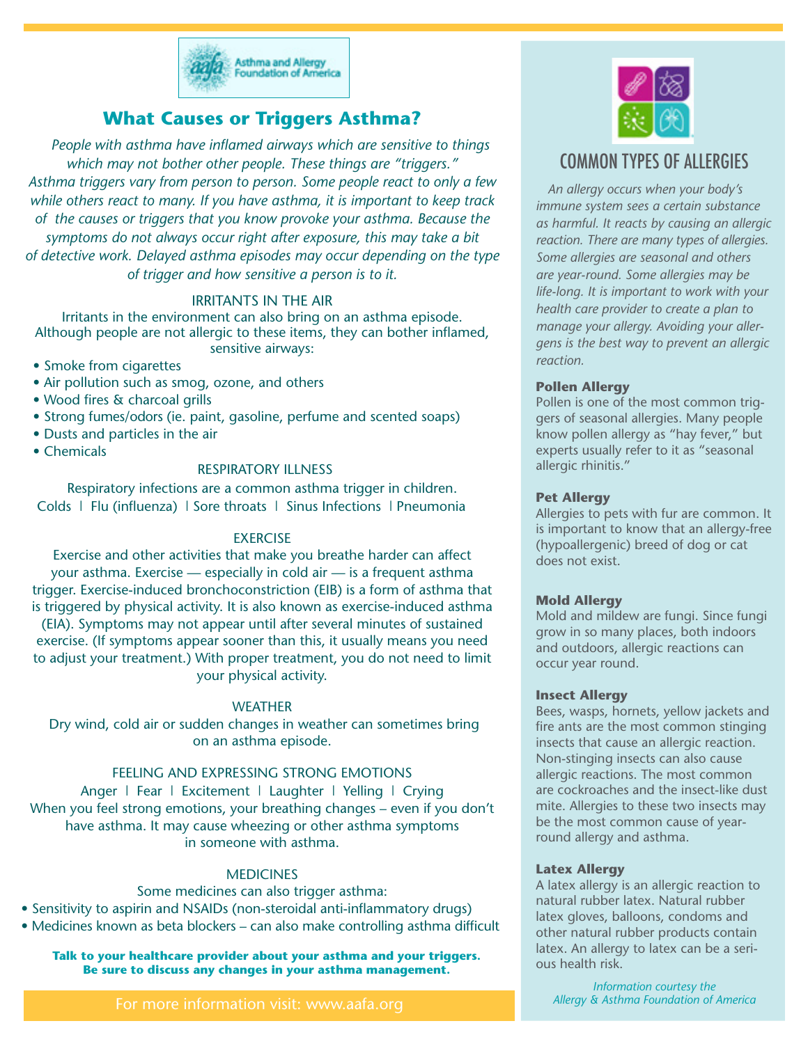Asthma and Allergy Foundation of America

## What Causes or Triggers Asthma?

*People with asthma have inflamed airways which are sensitive to things which may not bother other people. These things are "triggers." Asthma triggers vary from person to person. Some people react to only a few while others react to many. If you have asthma, it is important to keep track of the causes or triggers that you know provoke your asthma. Because the symptoms do not always occur right after exposure, this may take a bit of detective work. Delayed asthma episodes may occur depending on the type of trigger and how sensitive a person is to it.*

### IRRITANTS IN THE AIR

Irritants in the environment can also bring on an asthma episode. Although people are not allergic to these items, they can bother inflamed, sensitive airways:

- Smoke from cigarettes
- Air pollution such as smog, ozone, and others
- Wood fires & charcoal grills
- Strong fumes/odors (ie. paint, gasoline, perfume and scented soaps)
- Dusts and particles in the air
- Chemicals

### RESPIRATORY ILLNESS

Respiratory infections are a common asthma trigger in children.

Colds | Flu (influenza) | Sore throats | Sinus Infections | Pneumonia

### EXERCISE

Exercise and other activities that make you breathe harder can affect your asthma. Exercise — especially in cold air — is a frequent asthma trigger. Exercise-induced bronchoconstriction (EIB) is a form of asthma that is triggered by physical activity. It is also known as exercise-induced asthma (EIA). Symptoms may not appear until after several minutes of sustained exercise. (If symptoms appear sooner than this, it usually means you need to adjust your treatment.) With proper treatment, you do not need to limit your physical activity.

### WEATHER

Dry wind, cold air or sudden changes in weather can sometimes bring on an asthma episode.

### FEELING AND EXPRESSING STRONG EMOTIONS

Anger | Fear | Excitement | Laughter | Yelling | Crying

When you feel strong emotions, your breathing changes – even if you don't have asthma. It may cause wheezing or other asthma symptoms in someone with asthma.

### MEDICINES

Some medicines can also trigger asthma:

- Sensitivity to aspirin and NSAIDs (non-steroidal anti-inflammatory drugs)
- Medicines known as beta blockers – can also make controlling asthma difficult

**Talk to your healthcare provider about your asthma and your triggers. Be sure to discuss any changes in your asthma management.**

For more information visit: www.aafa.org

## COMMON TYPES OF ALLERGIES

*An allergy occurs when your body's immune system sees a certain substance as harmful. It reacts by causing an allergic reaction. There are many types of allergies. Some allergies are seasonal and others are year-round. Some allergies may be life-long. It is important to work with your health care provider to create a plan to manage your allergy. Avoiding your allergens is the best way to prevent an allergic reaction.*

**Pollen Allergy**

Pollen is one of the most common triggers of seasonal allergies. Many people know pollen allergy as "hay fever," but experts usually refer to it as "seasonal allergic rhinitis."

**Pet Allergy**

Allergies to pets with fur are common. It is important to know that an allergy-free (hypoallergenic) breed of dog or cat does not exist.

**Mold Allergy**

Mold and mildew are fungi. Since fungi grow in so many places, both indoors and outdoors, allergic reactions can occur year round.

**Insect Allergy**

Bees, wasps, hornets, yellow jackets and fire ants are the most common stinging insects that cause an allergic reaction. Non-stinging insects can also cause allergic reactions. The most common are cockroaches and the insect-like dust mite. Allergies to these two insects may be the most common cause of year-round allergy and asthma.

**Latex Allergy**

A latex allergy is an allergic reaction to natural rubber latex. Natural rubber latex gloves, balloons, condoms and other natural rubber products contain latex. An allergy to latex can be a serious health risk.

*Information courtesy the Allergy & Asthma Foundation of America*